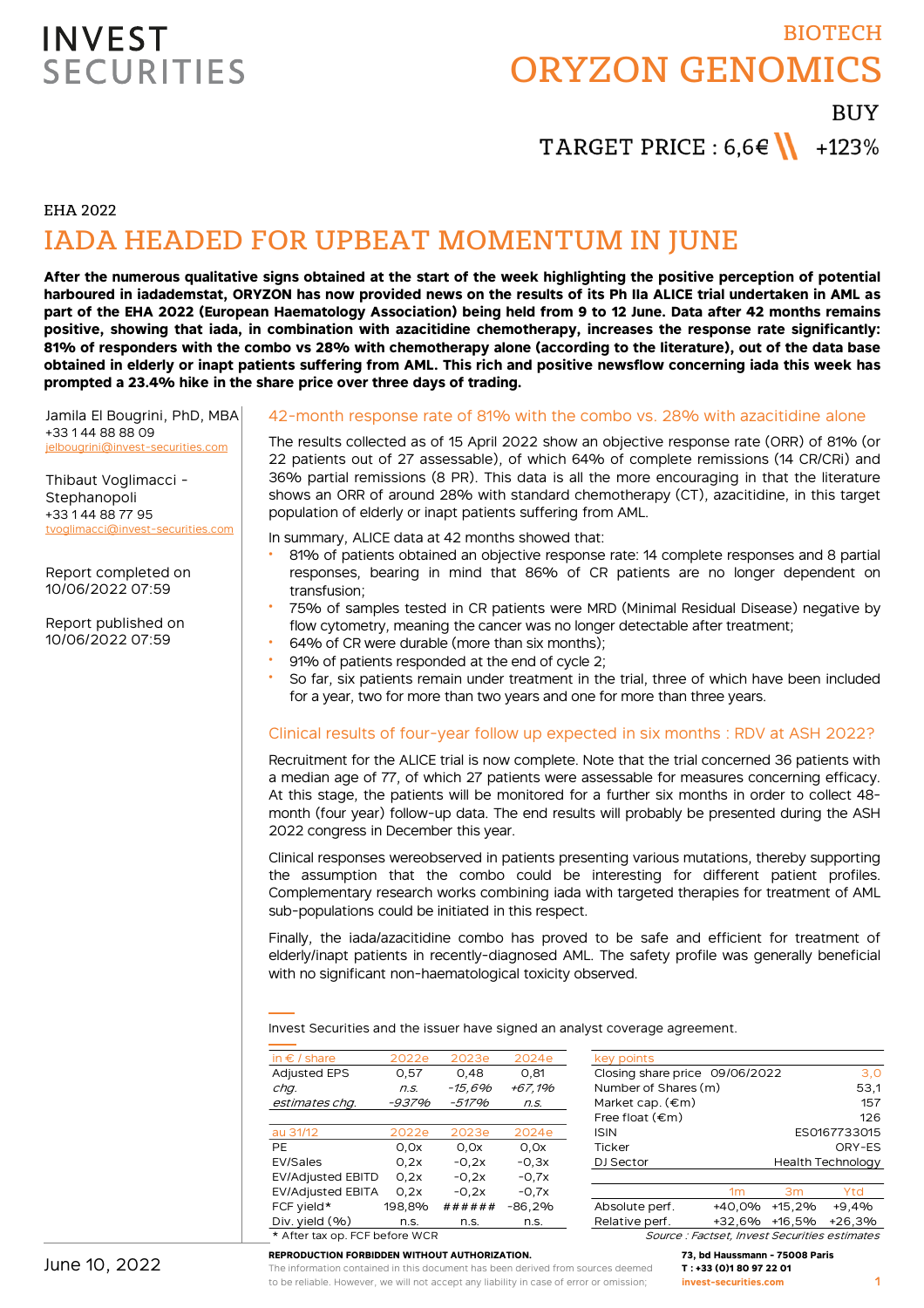INVEST SECURITIES

BIOTECH

# ORYZON GENOMICS

BUY

TARGET PRICE : 6,6€ +123%

EHA 2022

## IADA HEADED FOR UPBEAT MOMENTUM IN JUNE

**After the numerous qualitative signs obtained at the start of the week highlighting the positive perception of potential harboured in iadademstat, ORYZON has now provided news on the results of its Ph IIa ALICE trial undertaken in AML as part of the EHA 2022 (European Haematology Association) being held from 9 to 12 June. Data after 42 months remains positive, showing that iada, in combination with azacitidine chemotherapy, increases the response rate significantly: 81% of responders with the combo vs 28% with chemotherapy alone (according to the literature), out of the data base obtained in elderly or inapt patients suffering from AML. This rich and positive newsflow concerning iada this week has prompted a 23.4% hike in the share price over three days of trading.**

Jamila El Bougrini, PhD, MBA
+33 1 44 88 88 09
jelbougrini@invest-securities.com

Thibaut Voglimacci - Stephanopoli
+33 1 44 88 77 95
tvoglimacci@invest-securities.com

Report completed on 10/06/2022 07:59

Report published on 10/06/2022 07:59

### 42-month response rate of 81% with the combo vs. 28% with azacitidine alone

The results collected as of 15 April 2022 show an objective response rate (ORR) of 81% (or 22 patients out of 27 assessable), of which 64% of complete remissions (14 CR/CRi) and 36% partial remissions (8 PR). This data is all the more encouraging in that the literature shows an ORR of around 28% with standard chemotherapy (CT), azacitidine, in this target population of elderly or inapt patients suffering from AML.

In summary, ALICE data at 42 months showed that:

- 81% of patients obtained an objective response rate: 14 complete responses and 8 partial responses, bearing in mind that 86% of CR patients are no longer dependent on transfusion;
- 75% of samples tested in CR patients were MRD (Minimal Residual Disease) negative by flow cytometry, meaning the cancer was no longer detectable after treatment;
- 64% of CR were durable (more than six months);
- 91% of patients responded at the end of cycle 2;
- So far, six patients remain under treatment in the trial, three of which have been included for a year, two for more than two years and one for more than three years.

### Clinical results of four-year follow up expected in six months : RDV at ASH 2022?

Recruitment for the ALICE trial is now complete. Note that the trial concerned 36 patients with a median age of 77, of which 27 patients were assessable for measures concerning efficacy. At this stage, the patients will be monitored for a further six months in order to collect 48-month (four year) follow-up data. The end results will probably be presented during the ASH 2022 congress in December this year.

Clinical responses wereobserved in patients presenting various mutations, thereby supporting the assumption that the combo could be interesting for different patient profiles. Complementary research works combining iada with targeted therapies for treatment of AML sub-populations could be initiated in this respect.

Finally, the iada/azacitidine combo has proved to be safe and efficient for treatment of elderly/inapt patients in recently-diagnosed AML. The safety profile was generally beneficial with no significant non-haematological toxicity observed.

Invest Securities and the issuer have signed an analyst coverage agreement.

| in € / share | 2022e | 2023e | 2024e |
|---|---|---|---|
| Adjusted EPS | 0,57 | 0,48 | 0,81 |
| *chg.* | *n.s.* | *-15,6%* | *+67,1%* |
| *estimates chg.* | *-937%* | *-517%* | *n.s.* |
| | | | |
| au 31/12 | 2022e | 2023e | 2024e |
| PE | 0,0x | 0,0x | 0,0x |
| EV/Sales | 0,2x | -0,2x | -0,3x |
| EV/Adjusted EBITD | 0,2x | -0,2x | -0,7x |
| EV/Adjusted EBITA | 0,2x | -0,2x | -0,7x |
| FCF yield* | 198,8% | ###### | -86,2% |
| Div. yield (%) | n.s. | n.s. | n.s. |

\* After tax op. FCF before WCR

| key points | |
|---|---|
| Closing share price 09/06/2022 | 3,0 |
| Number of Shares (m) | 53,1 |
| Market cap. (€m) | 157 |
| Free float (€m) | 126 |
| ISIN | ES0167733015 |
| Ticker | ORY-ES |
| DJ Sector | Health Technology |

| | 1m | 3m | Ytd |
|---|---|---|---|
| Absolute perf. | +40,0% | +15,2% | +9,4% |
| Relative perf. | +32,6% | +16,5% | +26,3% |

Source : Factset, Invest Securities estimates

June 10, 2022

**REPRODUCTION FORBIDDEN WITHOUT AUTHORIZATION.**
The information contained in this document has been derived from sources deemed to be reliable. However, we will not accept any liability in case of error or omission;

**73, bd Haussmann - 75008 Paris**
**T : +33 (0)1 80 97 22 01**
**invest-securities.com**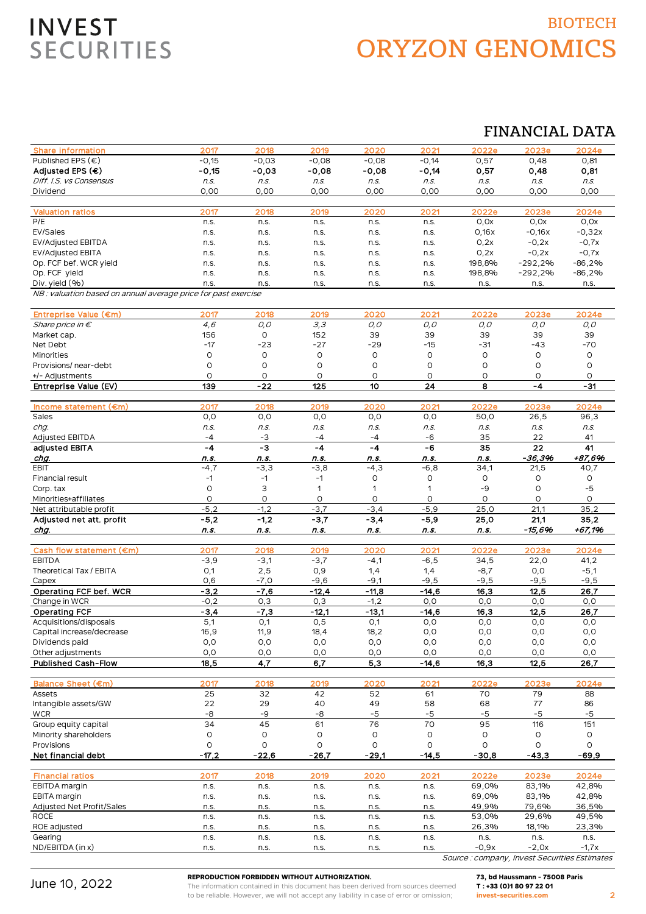# BIOTECH
# ORYZON GENOMICS

## FINANCIAL DATA

| Share information | 2017 | 2018 | 2019 | 2020 | 2021 | 2022e | 2023e | 2024e |
|---|---|---|---|---|---|---|---|---|
| Published EPS (€) | -0,15 | -0,03 | -0,08 | -0,08 | -0,14 | 0,57 | 0,48 | 0,81 |
| **Adjusted EPS (€)** | **-0,15** | **-0,03** | **-0,08** | **-0,08** | **-0,14** | **0,57** | **0,48** | **0,81** |
| *Diff. I.S. vs Consensus* | *n.s.* | *n.s.* | *n.s.* | *n.s.* | *n.s.* | *n.s.* | *n.s.* | *n.s.* |
| Dividend | 0,00 | 0,00 | 0,00 | 0,00 | 0,00 | 0,00 | 0,00 | 0,00 |

| Valuation ratios | 2017 | 2018 | 2019 | 2020 | 2021 | 2022e | 2023e | 2024e |
|---|---|---|---|---|---|---|---|---|
| P/E | n.s. | n.s. | n.s. | n.s. | n.s. | 0,0x | 0,0x | 0,0x |
| EV/Sales | n.s. | n.s. | n.s. | n.s. | n.s. | 0,16x | -0,16x | -0,32x |
| EV/Adjusted EBITDA | n.s. | n.s. | n.s. | n.s. | n.s. | 0,2x | -0,2x | -0,7x |
| EV/Adjusted EBITA | n.s. | n.s. | n.s. | n.s. | n.s. | 0,2x | -0,2x | -0,7x |
| Op. FCF bef. WCR yield | n.s. | n.s. | n.s. | n.s. | n.s. | 198,8% | -292,2% | -86,2% |
| Op. FCF yield | n.s. | n.s. | n.s. | n.s. | n.s. | 198,8% | -292,2% | -86,2% |
| Div. yield (%) | n.s. | n.s. | n.s. | n.s. | n.s. | n.s. | n.s. | n.s. |

*NB : valuation based on annual average price for past exercise*

| Entreprise Value (€m) | 2017 | 2018 | 2019 | 2020 | 2021 | 2022e | 2023e | 2024e |
|---|---|---|---|---|---|---|---|---|
| *Share price in €* | *4,6* | *0,0* | *3,3* | *0,0* | *0,0* | *0,0* | *0,0* | *0,0* |
| Market cap. | 156 | 0 | 152 | 39 | 39 | 39 | 39 | 39 |
| Net Debt | -17 | -23 | -27 | -29 | -15 | -31 | -43 | -70 |
| Minorities | 0 | 0 | 0 | 0 | 0 | 0 | 0 | 0 |
| Provisions/ near-debt | 0 | 0 | 0 | 0 | 0 | 0 | 0 | 0 |
| +/- Adjustments | 0 | 0 | 0 | 0 | 0 | 0 | 0 | 0 |
| **Entreprise Value (EV)** | **139** | **-22** | **125** | **10** | **24** | **8** | **-4** | **-31** |

| Income statement (€m) | 2017 | 2018 | 2019 | 2020 | 2021 | 2022e | 2023e | 2024e |
|---|---|---|---|---|---|---|---|---|
| Sales | 0,0 | 0,0 | 0,0 | 0,0 | 0,0 | 50,0 | 26,5 | 96,3 |
| *chg.* | *n.s.* | *n.s.* | *n.s.* | *n.s.* | *n.s.* | *n.s.* | *n.s.* | *n.s.* |
| Adjusted EBITDA | -4 | -3 | -4 | -4 | -6 | 35 | 22 | 41 |
| **adjusted EBITA** | **-4** | **-3** | **-4** | **-4** | **-6** | **35** | **22** | **41** |
| ***chg.*** | ***n.s.*** | ***n.s.*** | ***n.s.*** | ***n.s.*** | ***n.s.*** | ***n.s.*** | ***-36,3%*** | ***+87,6%*** |
| EBIT | -4,7 | -3,3 | -3,8 | -4,3 | -6,8 | 34,1 | 21,5 | 40,7 |
| Financial result | -1 | -1 | -1 | 0 | 0 | 0 | 0 | 0 |
| Corp. tax | 0 | 3 | 1 | 1 | 1 | -9 | 0 | -5 |
| Minorities+affiliates | 0 | 0 | 0 | 0 | 0 | 0 | 0 | 0 |
| Net attributable profit | -5,2 | -1,2 | -3,7 | -3,4 | -5,9 | 25,0 | 21,1 | 35,2 |
| **Adjusted net att. profit** | **-5,2** | **-1,2** | **-3,7** | **-3,4** | **-5,9** | **25,0** | **21,1** | **35,2** |
| ***chg.*** | ***n.s.*** | ***n.s.*** | ***n.s.*** | ***n.s.*** | ***n.s.*** | ***n.s.*** | ***-15,6%*** | ***+67,1%*** |

| Cash flow statement (€m) | 2017 | 2018 | 2019 | 2020 | 2021 | 2022e | 2023e | 2024e |
|---|---|---|---|---|---|---|---|---|
| EBITDA | -3,9 | -3,1 | -3,7 | -4,1 | -6,5 | 34,5 | 22,0 | 41,2 |
| Theoretical Tax / EBITA | 0,1 | 2,5 | 0,9 | 1,4 | 1,4 | -8,7 | 0,0 | -5,1 |
| Capex | 0,6 | -7,0 | -9,6 | -9,1 | -9,5 | -9,5 | -9,5 | -9,5 |
| **Operating FCF bef. WCR** | **-3,2** | **-7,6** | **-12,4** | **-11,8** | **-14,6** | **16,3** | **12,5** | **26,7** |
| Change in WCR | -0,2 | 0,3 | 0,3 | -1,2 | 0,0 | 0,0 | 0,0 | 0,0 |
| **Operating FCF** | **-3,4** | **-7,3** | **-12,1** | **-13,1** | **-14,6** | **16,3** | **12,5** | **26,7** |
| Acquisitions/disposals | 5,1 | 0,1 | 0,5 | 0,1 | 0,0 | 0,0 | 0,0 | 0,0 |
| Capital increase/decrease | 16,9 | 11,9 | 18,4 | 18,2 | 0,0 | 0,0 | 0,0 | 0,0 |
| Dividends paid | 0,0 | 0,0 | 0,0 | 0,0 | 0,0 | 0,0 | 0,0 | 0,0 |
| Other adjustments | 0,0 | 0,0 | 0,0 | 0,0 | 0,0 | 0,0 | 0,0 | 0,0 |
| **Published Cash-Flow** | **18,5** | **4,7** | **6,7** | **5,3** | **-14,6** | **16,3** | **12,5** | **26,7** |

| Balance Sheet (€m) | 2017 | 2018 | 2019 | 2020 | 2021 | 2022e | 2023e | 2024e |
|---|---|---|---|---|---|---|---|---|
| Assets | 25 | 32 | 42 | 52 | 61 | 70 | 79 | 88 |
| Intangible assets/GW | 22 | 29 | 40 | 49 | 58 | 68 | 77 | 86 |
| WCR | -8 | -9 | -8 | -5 | -5 | -5 | -5 | -5 |
| Group equity capital | 34 | 45 | 61 | 76 | 70 | 95 | 116 | 151 |
| Minority shareholders | 0 | 0 | 0 | 0 | 0 | 0 | 0 | 0 |
| Provisions | 0 | 0 | 0 | 0 | 0 | 0 | 0 | 0 |
| **Net financial debt** | **-17,2** | **-22,6** | **-26,7** | **-29,1** | **-14,5** | **-30,8** | **-43,3** | **-69,9** |

| Financial ratios | 2017 | 2018 | 2019 | 2020 | 2021 | 2022e | 2023e | 2024e |
|---|---|---|---|---|---|---|---|---|
| EBITDA margin | n.s. | n.s. | n.s. | n.s. | n.s. | 69,0% | 83,1% | 42,8% |
| EBITA margin | n.s. | n.s. | n.s. | n.s. | n.s. | 69,0% | 83,1% | 42,8% |
| Adjusted Net Profit/Sales | n.s. | n.s. | n.s. | n.s. | n.s. | 49,9% | 79,6% | 36,5% |
| ROCE | n.s. | n.s. | n.s. | n.s. | n.s. | 53,0% | 29,6% | 49,5% |
| ROE adjusted | n.s. | n.s. | n.s. | n.s. | n.s. | 26,3% | 18,1% | 23,3% |
| Gearing | n.s. | n.s. | n.s. | n.s. | n.s. | n.s. | n.s. | n.s. |
| ND/EBITDA (in x) | n.s. | n.s. | n.s. | n.s. | n.s. | -0,9x | -2,0x | -1,7x |

*Source : company, Invest Securities Estimates*

June 10, 2022

**REPRODUCTION FORBIDDEN WITHOUT AUTHORIZATION.**
The information contained in this document has been derived from sources deemed to be reliable. However, we will not accept any liability in case of error or omission;

**73, bd Haussmann - 75008 Paris**
**T : +33 (0)1 80 97 22 01**
**invest-securities.com**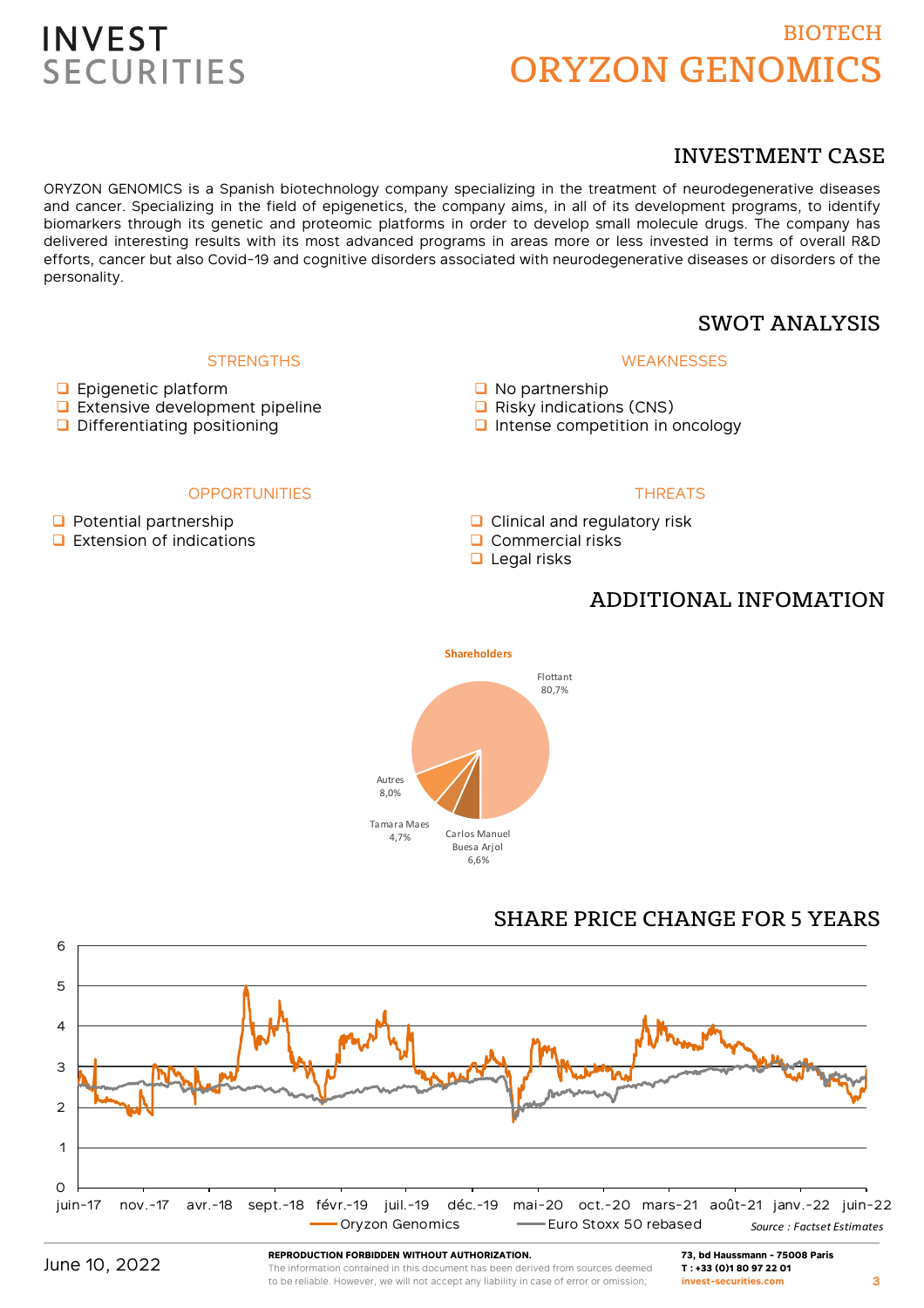# BIOTECH
# ORYZON GENOMICS

## INVESTMENT CASE

ORYZON GENOMICS is a Spanish biotechnology company specializing in the treatment of neurodegenerative diseases and cancer. Specializing in the field of epigenetics, the company aims, in all of its development programs, to identify biomarkers through its genetic and proteomic platforms in order to develop small molecule drugs. The company has delivered interesting results with its most advanced programs in areas more or less invested in terms of overall R&D efforts, cancer but also Covid-19 and cognitive disorders associated with neurodegenerative diseases or disorders of the personality.

## SWOT ANALYSIS

### STRENGTHS

- Epigenetic platform
- Extensive development pipeline
- Differentiating positioning

### WEAKNESSES

- No partnership
- Risky indications (CNS)
- Intense competition in oncology

### OPPORTUNITIES

- Potential partnership
- Extension of indications

### THREATS

- Clinical and regulatory risk
- Commercial risks
- Legal risks

## ADDITIONAL INFOMATION

**Shareholders**

| Shareholder | Share |
|---|---|
| Flottant | 80,7% |
| Autres | 8,0% |
| Tamara Maes | 4,7% |
| Carlos Manuel Buesa Arjol | 6,6% |

## SHARE PRICE CHANGE FOR 5 YEARS

Oryzon Genomics — Euro Stoxx 50 rebased

*Source : Factset Estimates*

June 10, 2022

**REPRODUCTION FORBIDDEN WITHOUT AUTHORIZATION.**
The information contained in this document has been derived from sources deemed to be reliable. However, we will not accept any liability in case of error or omission;

**73, bd Haussmann - 75008 Paris**
**T : +33 (0)1 80 97 22 01**
**invest-securities.com**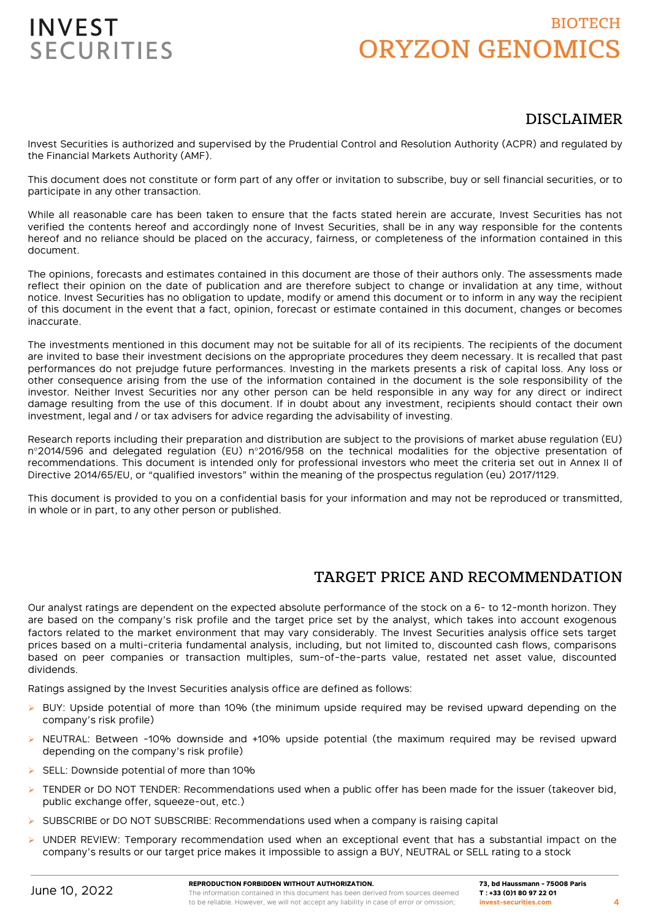## DISCLAIMER

Invest Securities is authorized and supervised by the Prudential Control and Resolution Authority (ACPR) and regulated by the Financial Markets Authority (AMF).

This document does not constitute or form part of any offer or invitation to subscribe, buy or sell financial securities, or to participate in any other transaction.

While all reasonable care has been taken to ensure that the facts stated herein are accurate, Invest Securities has not verified the contents hereof and accordingly none of Invest Securities, shall be in any way responsible for the contents hereof and no reliance should be placed on the accuracy, fairness, or completeness of the information contained in this document.

The opinions, forecasts and estimates contained in this document are those of their authors only. The assessments made reflect their opinion on the date of publication and are therefore subject to change or invalidation at any time, without notice. Invest Securities has no obligation to update, modify or amend this document or to inform in any way the recipient of this document in the event that a fact, opinion, forecast or estimate contained in this document, changes or becomes inaccurate.

The investments mentioned in this document may not be suitable for all of its recipients. The recipients of the document are invited to base their investment decisions on the appropriate procedures they deem necessary. It is recalled that past performances do not prejudge future performances. Investing in the markets presents a risk of capital loss. Any loss or other consequence arising from the use of the information contained in the document is the sole responsibility of the investor. Neither Invest Securities nor any other person can be held responsible in any way for any direct or indirect damage resulting from the use of this document. If in doubt about any investment, recipients should contact their own investment, legal and / or tax advisers for advice regarding the advisability of investing.

Research reports including their preparation and distribution are subject to the provisions of market abuse regulation (EU) n°2014/596 and delegated regulation (EU) n°2016/958 on the technical modalities for the objective presentation of recommendations. This document is intended only for professional investors who meet the criteria set out in Annex II of Directive 2014/65/EU, or "qualified investors" within the meaning of the prospectus regulation (eu) 2017/1129.

This document is provided to you on a confidential basis for your information and may not be reproduced or transmitted, in whole or in part, to any other person or published.

## TARGET PRICE AND RECOMMENDATION

Our analyst ratings are dependent on the expected absolute performance of the stock on a 6- to 12-month horizon. They are based on the company's risk profile and the target price set by the analyst, which takes into account exogenous factors related to the market environment that may vary considerably. The Invest Securities analysis office sets target prices based on a multi-criteria fundamental analysis, including, but not limited to, discounted cash flows, comparisons based on peer companies or transaction multiples, sum-of-the-parts value, restated net asset value, discounted dividends.

Ratings assigned by the Invest Securities analysis office are defined as follows:

- BUY: Upside potential of more than 10% (the minimum upside required may be revised upward depending on the company's risk profile)
- NEUTRAL: Between -10% downside and +10% upside potential (the maximum required may be revised upward depending on the company's risk profile)
- SELL: Downside potential of more than 10%
- TENDER or DO NOT TENDER: Recommendations used when a public offer has been made for the issuer (takeover bid, public exchange offer, squeeze-out, etc.)
- SUBSCRIBE or DO NOT SUBSCRIBE: Recommendations used when a company is raising capital
- UNDER REVIEW: Temporary recommendation used when an exceptional event that has a substantial impact on the company's results or our target price makes it impossible to assign a BUY, NEUTRAL or SELL rating to a stock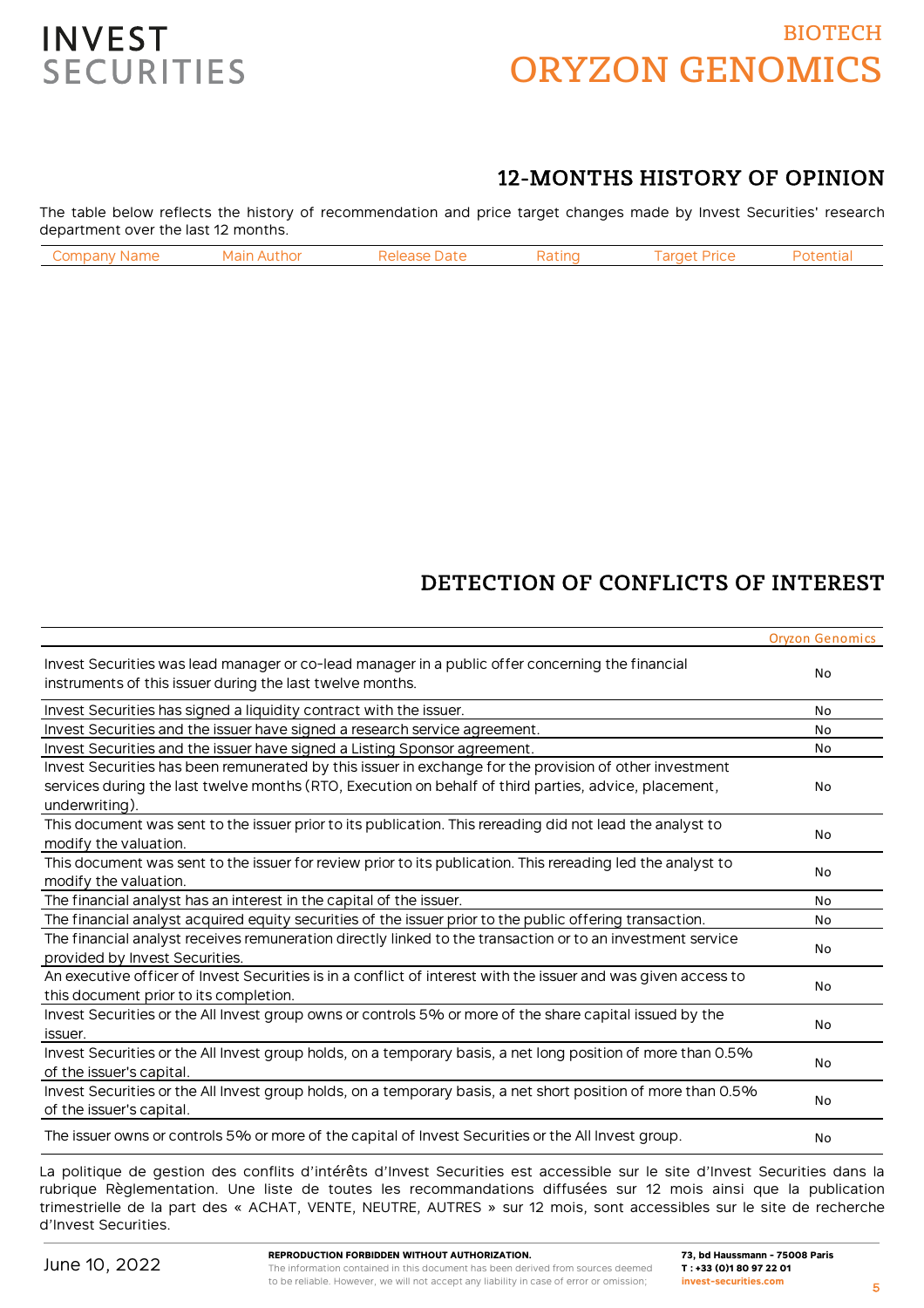## 12-MONTHS HISTORY OF OPINION

The table below reflects the history of recommendation and price target changes made by Invest Securities' research department over the last 12 months.

| Company Name | Main Author | Release Date | Rating | Target Price | Potential |
|---|---|---|---|---|---|

## DETECTION OF CONFLICTS OF INTEREST

| | Oryzon Genomics |
|---|---|
| Invest Securities was lead manager or co-lead manager in a public offer concerning the financial instruments of this issuer during the last twelve months. | No |
| Invest Securities has signed a liquidity contract with the issuer. | No |
| Invest Securities and the issuer have signed a research service agreement. | No |
| Invest Securities and the issuer have signed a Listing Sponsor agreement. | No |
| Invest Securities has been remunerated by this issuer in exchange for the provision of other investment services during the last twelve months (RTO, Execution on behalf of third parties, advice, placement, underwriting). | No |
| This document was sent to the issuer prior to its publication. This rereading did not lead the analyst to modify the valuation. | No |
| This document was sent to the issuer for review prior to its publication. This rereading led the analyst to modify the valuation. | No |
| The financial analyst has an interest in the capital of the issuer. | No |
| The financial analyst acquired equity securities of the issuer prior to the public offering transaction. | No |
| The financial analyst receives remuneration directly linked to the transaction or to an investment service provided by Invest Securities. | No |
| An executive officer of Invest Securities is in a conflict of interest with the issuer and was given access to this document prior to its completion. | No |
| Invest Securities or the All Invest group owns or controls 5% or more of the share capital issued by the issuer. | No |
| Invest Securities or the All Invest group holds, on a temporary basis, a net long position of more than 0.5% of the issuer's capital. | No |
| Invest Securities or the All Invest group holds, on a temporary basis, a net short position of more than 0.5% of the issuer's capital. | No |
| The issuer owns or controls 5% or more of the capital of Invest Securities or the All Invest group. | No |

La politique de gestion des conflits d'intérêts d'Invest Securities est accessible sur le site d'Invest Securities dans la rubrique Règlementation. Une liste de toutes les recommandations diffusées sur 12 mois ainsi que la publication trimestrielle de la part des « ACHAT, VENTE, NEUTRE, AUTRES » sur 12 mois, sont accessibles sur le site de recherche d'Invest Securities.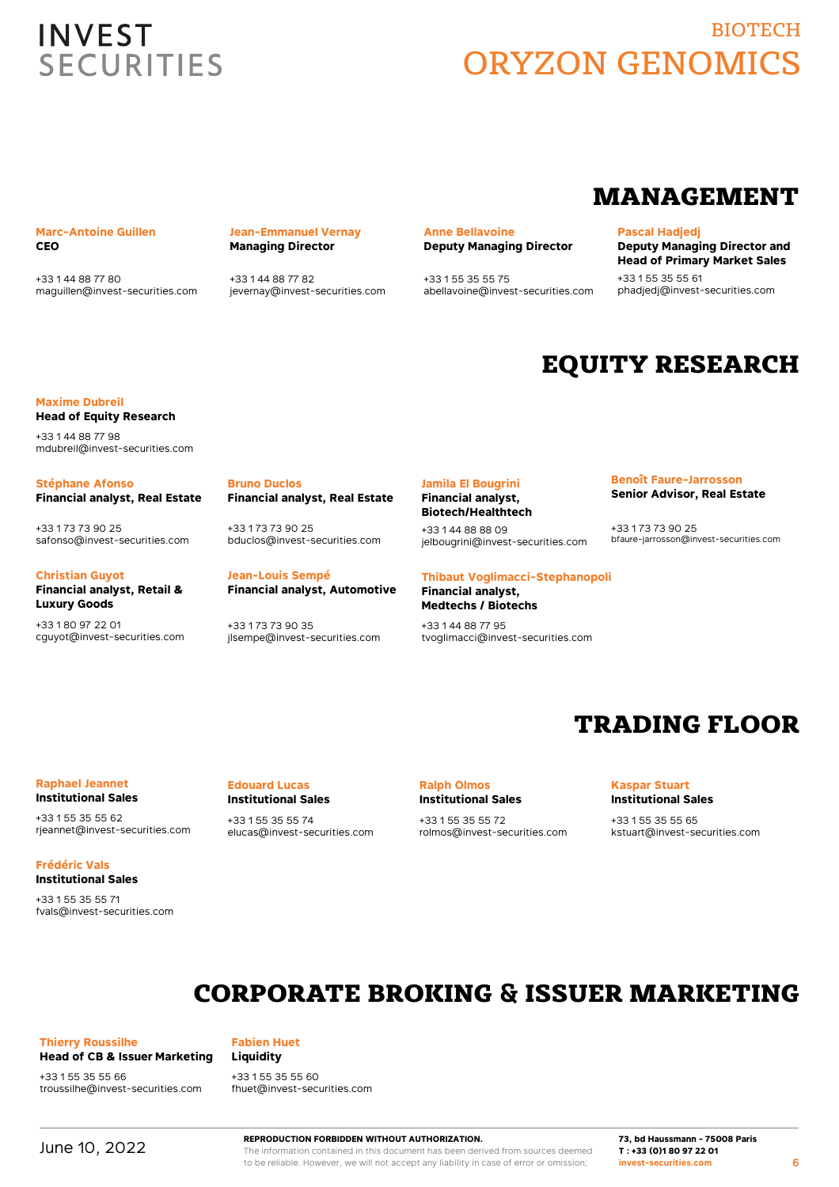# MANAGEMENT

**Marc-Antoine Guillen**
**CEO**
+33 1 44 88 77 80
maguillen@invest-securities.com

**Jean-Emmanuel Vernay**
**Managing Director**
+33 1 44 88 77 82
jevernay@invest-securities.com

**Anne Bellavoine**
**Deputy Managing Director**
+33 1 55 35 55 75
abellavoine@invest-securities.com

**Pascal Hadjedj**
**Deputy Managing Director and Head of Primary Market Sales**
+33 1 55 35 55 61
phadjedj@invest-securities.com

# EQUITY RESEARCH

**Maxime Dubreil**
**Head of Equity Research**
+33 1 44 88 77 98
mdubreil@invest-securities.com

**Stéphane Afonso**
**Financial analyst, Real Estate**
+33 1 73 73 90 25
safonso@invest-securities.com

**Bruno Duclos**
**Financial analyst, Real Estate**
+33 1 73 73 90 25
bduclos@invest-securities.com

**Jamila El Bougrini**
**Financial analyst, Biotech/Healthtech**
+33 1 44 88 88 09
jelbougrini@invest-securities.com

**Benoît Faure-Jarrosson**
**Senior Advisor, Real Estate**
+33 1 73 73 90 25
bfaure-jarrosson@invest-securities.com

**Christian Guyot**
**Financial analyst, Retail & Luxury Goods**
+33 1 80 97 22 01
cguyot@invest-securities.com

**Jean-Louis Sempé**
**Financial analyst, Automotive**
+33 1 73 73 90 35
jlsempe@invest-securities.com

**Thibaut Voglimacci-Stephanopoli**
**Financial analyst, Medtechs / Biotechs**
+33 1 44 88 77 95
tvoglimacci@invest-securities.com

# TRADING FLOOR

**Raphael Jeannet**
**Institutional Sales**
+33 1 55 35 55 62
rjeannet@invest-securities.com

**Edouard Lucas**
**Institutional Sales**
+33 1 55 35 55 74
elucas@invest-securities.com

**Ralph Olmos**
**Institutional Sales**
+33 1 55 35 55 72
rolmos@invest-securities.com

**Kaspar Stuart**
**Institutional Sales**
+33 1 55 35 55 65
kstuart@invest-securities.com

**Frédéric Vals**
**Institutional Sales**
+33 1 55 35 55 71
fvals@invest-securities.com

# CORPORATE BROKING & ISSUER MARKETING

**Thierry Roussilhe**
**Head of CB & Issuer Marketing**
+33 1 55 35 55 66
troussilhe@invest-securities.com

**Fabien Huet**
**Liquidity**
+33 1 55 35 55 60
fhuet@invest-securities.com